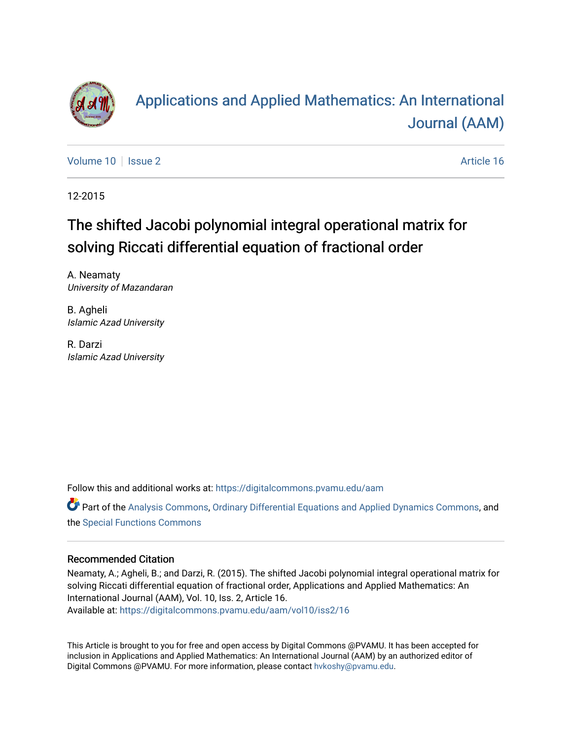# Applications and Applied Mathematics: An International Journal (AAM)

Volume 10 | Issue 2 | Article 16

12-2015

## The shifted Jacobi polynomial integral operational matrix for solving Riccati differential equation of fractional order

A. Neamaty
*University of Mazandaran*

B. Agheli
*Islamic Azad University*

R. Darzi
*Islamic Azad University*

Follow this and additional works at: https://digitalcommons.pvamu.edu/aam

Part of the Analysis Commons, Ordinary Differential Equations and Applied Dynamics Commons, and the Special Functions Commons

### Recommended Citation

Neamaty, A.; Agheli, B.; and Darzi, R. (2015). The shifted Jacobi polynomial integral operational matrix for solving Riccati differential equation of fractional order, Applications and Applied Mathematics: An International Journal (AAM), Vol. 10, Iss. 2, Article 16.
Available at: https://digitalcommons.pvamu.edu/aam/vol10/iss2/16

This Article is brought to you for free and open access by Digital Commons @PVAMU. It has been accepted for inclusion in Applications and Applied Mathematics: An International Journal (AAM) by an authorized editor of Digital Commons @PVAMU. For more information, please contact hvkoshy@pvamu.edu.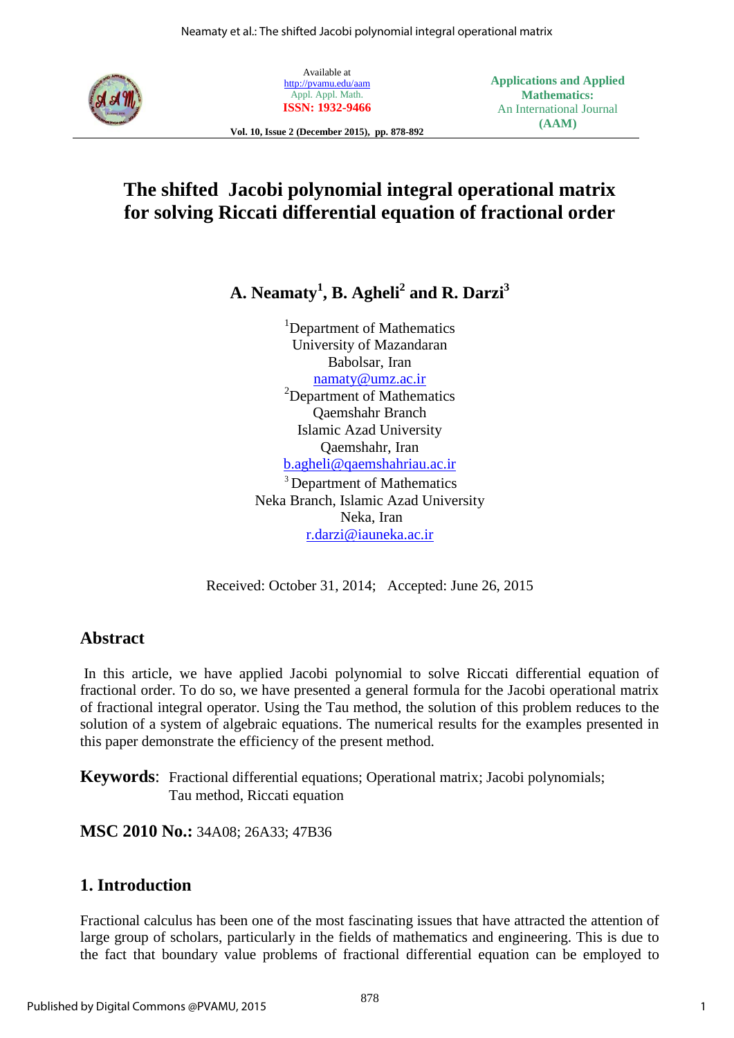# The shifted Jacobi polynomial integral operational matrix for solving Riccati differential equation of fractional order

**A. Neamaty[1], B. Agheli[2] and R. Darzi[3]**

[1]Department of Mathematics
University of Mazandaran
Babolsar, Iran
namaty@umz.ac.ir

[2]Department of Mathematics
Qaemshahr Branch
Islamic Azad University
Qaemshahr, Iran
b.agheli@qaemshahriau.ac.ir

[3]Department of Mathematics
Neka Branch, Islamic Azad University
Neka, Iran
r.darzi@iauneka.ac.ir

Received: October 31, 2014; Accepted: June 26, 2015

## Abstract

In this article, we have applied Jacobi polynomial to solve Riccati differential equation of fractional order. To do so, we have presented a general formula for the Jacobi operational matrix of fractional integral operator. Using the Tau method, the solution of this problem reduces to the solution of a system of algebraic equations. The numerical results for the examples presented in this paper demonstrate the efficiency of the present method.

**Keywords**: Fractional differential equations; Operational matrix; Jacobi polynomials; Tau method, Riccati equation

**MSC 2010 No.:** 34A08; 26A33; 47B36

## 1. Introduction

Fractional calculus has been one of the most fascinating issues that have attracted the attention of large group of scholars, particularly in the fields of mathematics and engineering. This is due to the fact that boundary value problems of fractional differential equation can be employed to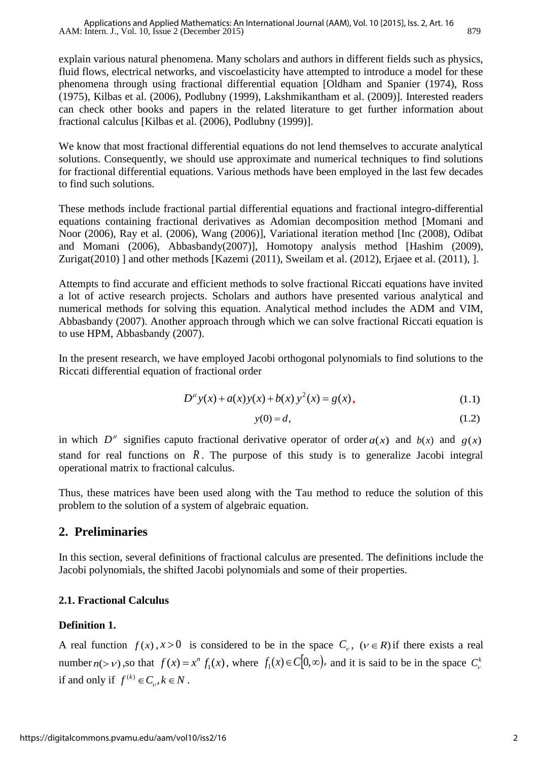explain various natural phenomena. Many scholars and authors in different fields such as physics, fluid flows, electrical networks, and viscoelasticity have attempted to introduce a model for these phenomena through using fractional differential equation [Oldham and Spanier (1974), Ross (1975), Kilbas et al. (2006), Podlubny (1999), Lakshmikantham et al. (2009)]. Interested readers can check other books and papers in the related literature to get further information about fractional calculus [Kilbas et al. (2006), Podlubny (1999)].

We know that most fractional differential equations do not lend themselves to accurate analytical solutions. Consequently, we should use approximate and numerical techniques to find solutions for fractional differential equations. Various methods have been employed in the last few decades to find such solutions.

These methods include fractional partial differential equations and fractional integro-differential equations containing fractional derivatives as Adomian decomposition method [Momani and Noor (2006), Ray et al. (2006), Wang (2006)], Variational iteration method [Inc (2008), Odibat and Momani (2006), Abbasbandy(2007)], Homotopy analysis method [Hashim (2009), Zurigat(2010) ] and other methods [Kazemi (2011), Sweilam et al. (2012), Erjaee et al. (2011), ].

Attempts to find accurate and efficient methods to solve fractional Riccati equations have invited a lot of active research projects. Scholars and authors have presented various analytical and numerical methods for solving this equation. Analytical method includes the ADM and VIM, Abbasbandy (2007). Another approach through which we can solve fractional Riccati equation is to use HPM, Abbasbandy (2007).

In the present research, we have employed Jacobi orthogonal polynomials to find solutions to the Riccati differential equation of fractional order

$$D^{\mu} y(x) + a(x) y(x) + b(x) y^2(x) = g(x), \tag{1.1}$$

$$y(0) = d, \tag{1.2}$$

in which $D^{\mu}$ signifies caputo fractional derivative operator of order $a(x)$ and $b(x)$ and $g(x)$ stand for real functions on $R$. The purpose of this study is to generalize Jacobi integral operational matrix to fractional calculus.

Thus, these matrices have been used along with the Tau method to reduce the solution of this problem to the solution of a system of algebraic equation.

## 2. Preliminaries

In this section, several definitions of fractional calculus are presented. The definitions include the Jacobi polynomials, the shifted Jacobi polynomials and some of their properties.

### 2.1. Fractional Calculus

**Definition 1.**

A real function $f(x), x > 0$ is considered to be in the space $C_{\nu}$, $(\nu \in R)$ if there exists a real number $n(> \nu)$, so that $f(x) = x^n f_1(x)$, where $f_1(x) \in C[0, \infty)$, and it is said to be in the space $C_{\nu}^{k}$ if and only if $f^{(k)} \in C_{\upsilon}, k \in N$.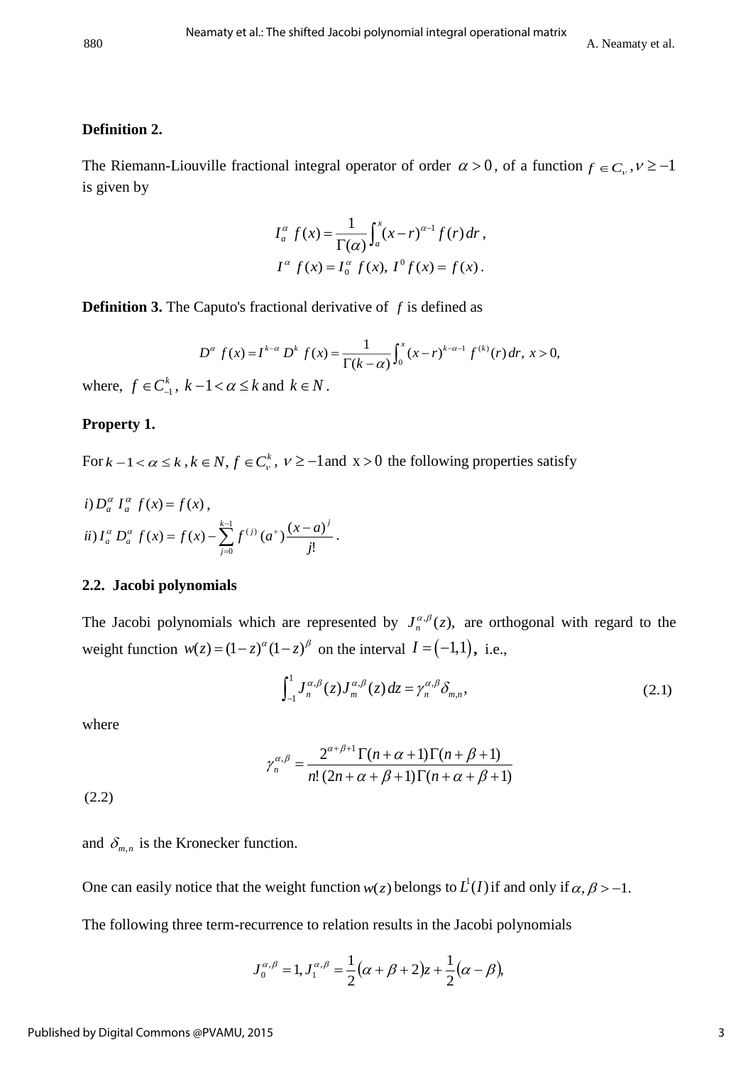**Definition 2.**

The Riemann-Liouville fractional integral operator of order $\alpha > 0$, of a function $f \in C_\nu, \nu \geq -1$ is given by

$$I_a^\alpha f(x) = \frac{1}{\Gamma(\alpha)} \int_a^x (x-r)^{\alpha-1} f(r)\, dr,$$
$$I^\alpha f(x) = I_0^\alpha f(x),\; I^0 f(x) = f(x).$$

**Definition 3.** The Caputo's fractional derivative of $f$ is defined as

$$D^\alpha f(x) = I^{k-\alpha} D^k f(x) = \frac{1}{\Gamma(k-\alpha)} \int_0^x (x-r)^{k-\alpha-1} f^{(k)}(r)\, dr,\; x > 0,$$

where, $f \in C_{-1}^k$, $k-1 < \alpha \leq k$ and $k \in N$.

**Property 1.**

For $k-1 < \alpha \leq k$, $k \in N$, $f \in C_\nu^k$, $\nu \geq -1$ and $x > 0$ the following properties satisfy

$$i)\, D_a^\alpha I_a^\alpha f(x) = f(x),$$
$$ii)\, I_a^\alpha D_a^\alpha f(x) = f(x) - \sum_{j=0}^{k-1} f^{(j)}(a^+) \frac{(x-a)^j}{j!}.$$

### 2.2. Jacobi polynomials

The Jacobi polynomials which are represented by $J_n^{\alpha,\beta}(z)$, are orthogonal with regard to the weight function $w(z) = (1-z)^\alpha (1-z)^\beta$ on the interval $I = (-1,1)$, i.e.,

$$\int_{-1}^1 J_n^{\alpha,\beta}(z) J_m^{\alpha,\beta}(z)\, dz = \gamma_n^{\alpha,\beta} \delta_{m,n}, \tag{2.1}$$

where

$$\gamma_n^{\alpha,\beta} = \frac{2^{\alpha+\beta+1}\Gamma(n+\alpha+1)\Gamma(n+\beta+1)}{n!\,(2n+\alpha+\beta+1)\Gamma(n+\alpha+\beta+1)} \tag{2.2}$$

and $\delta_{m,n}$ is the Kronecker function.

One can easily notice that the weight function $w(z)$ belongs to $L^1(I)$ if and only if $\alpha, \beta > -1$.

The following three term-recurrence to relation results in the Jacobi polynomials

$$J_0^{\alpha,\beta} = 1,\; J_1^{\alpha,\beta} = \frac{1}{2}(\alpha+\beta+2)z + \frac{1}{2}(\alpha-\beta),$$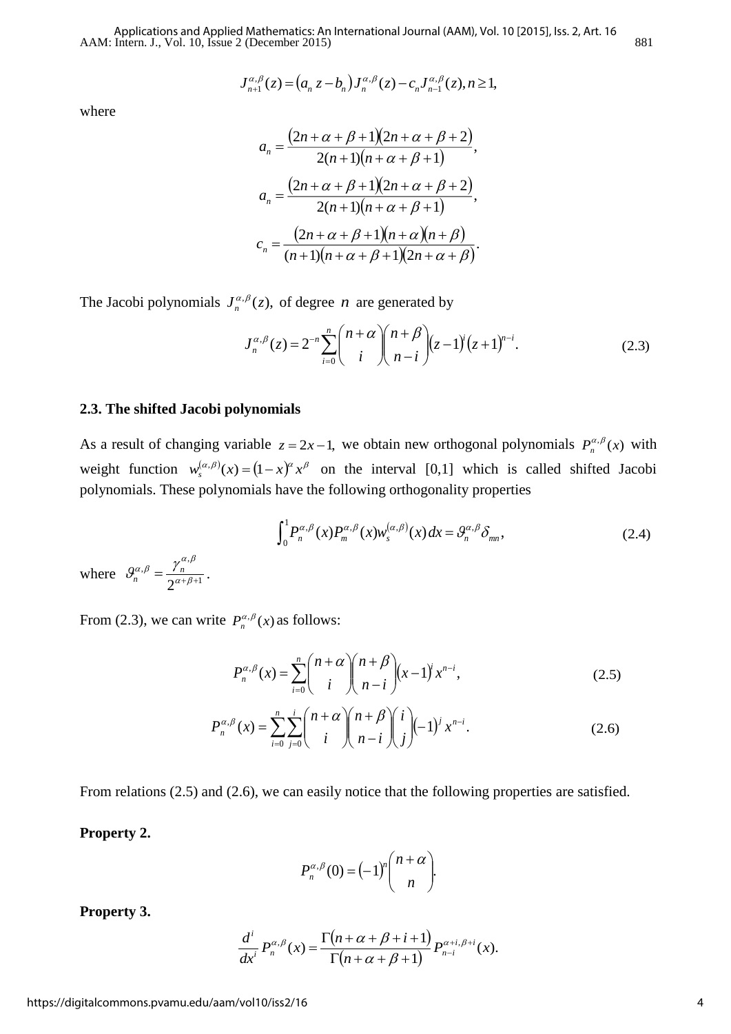$$J_{n+1}^{\alpha,\beta}(z) = \left(a_n z - b_n\right) J_n^{\alpha,\beta}(z) - c_n J_{n-1}^{\alpha,\beta}(z), n \geq 1,$$

where

$$a_n = \frac{\left(2n+\alpha+\beta+1\right)\left(2n+\alpha+\beta+2\right)}{2(n+1)\left(n+\alpha+\beta+1\right)},$$

$$a_n = \frac{\left(2n+\alpha+\beta+1\right)\left(2n+\alpha+\beta+2\right)}{2(n+1)\left(n+\alpha+\beta+1\right)},$$

$$c_n = \frac{\left(2n+\alpha+\beta+1\right)\left(n+\alpha\right)\left(n+\beta\right)}{(n+1)\left(n+\alpha+\beta+1\right)\left(2n+\alpha+\beta\right)}.$$

The Jacobi polynomials $J_n^{\alpha,\beta}(z)$, of degree $n$ are generated by

$$J_n^{\alpha,\beta}(z) = 2^{-n} \sum_{i=0}^{n} \binom{n+\alpha}{i} \binom{n+\beta}{n-i} \left(z-1\right)^i \left(z+1\right)^{n-i}. \tag{2.3}$$

### 2.3. The shifted Jacobi polynomials

As a result of changing variable $z = 2x - 1$, we obtain new orthogonal polynomials $P_n^{\alpha,\beta}(x)$ with weight function $w_s^{(\alpha,\beta)}(x) = \left(1-x\right)^{\alpha} x^{\beta}$ on the interval [0,1] which is called shifted Jacobi polynomials. These polynomials have the following orthogonality properties

$$\int_0^1 P_n^{\alpha,\beta}(x) P_m^{\alpha,\beta}(x) w_s^{(\alpha,\beta)}(x)\,dx = \vartheta_n^{\alpha,\beta} \delta_{mn}, \tag{2.4}$$

where $\vartheta_n^{\alpha,\beta} = \dfrac{\gamma_n^{\alpha,\beta}}{2^{\alpha+\beta+1}}$.

From (2.3), we can write $P_n^{\alpha,\beta}(x)$ as follows:

$$P_n^{\alpha,\beta}(x) = \sum_{i=0}^{n} \binom{n+\alpha}{i} \binom{n+\beta}{n-i} \left(x-1\right)^i x^{n-i}, \tag{2.5}$$

$$P_n^{\alpha,\beta}(x) = \sum_{i=0}^{n} \sum_{j=0}^{i} \binom{n+\alpha}{i} \binom{n+\beta}{n-i} \binom{i}{j} \left(-1\right)^j x^{n-i}. \tag{2.6}$$

From relations (2.5) and (2.6), we can easily notice that the following properties are satisfied.

**Property 2.**

$$P_n^{\alpha,\beta}(0) = \left(-1\right)^n \binom{n+\alpha}{n}.$$

**Property 3.**

$$\frac{d^i}{dx^i} P_n^{\alpha,\beta}(x) = \frac{\Gamma\left(n+\alpha+\beta+i+1\right)}{\Gamma\left(n+\alpha+\beta+1\right)} P_{n-i}^{\alpha+i,\beta+i}(x).$$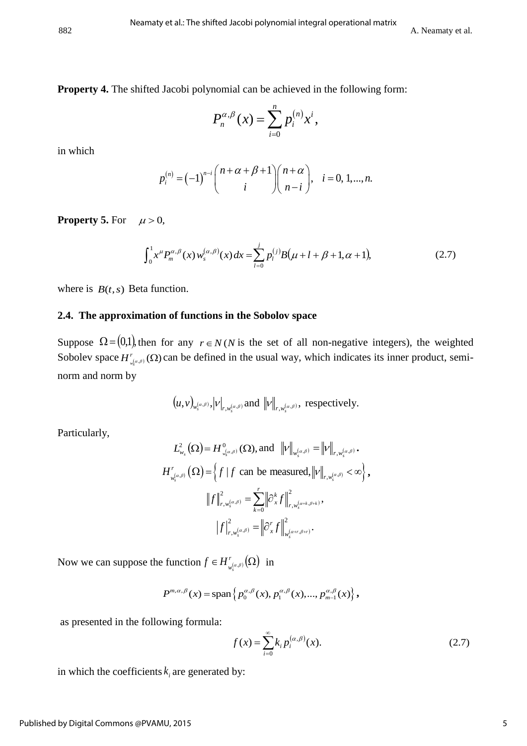**Property 4.** The shifted Jacobi polynomial can be achieved in the following form:

$$P_n^{\alpha,\beta}(x) = \sum_{i=0}^{n} p_i^{(n)} x^i,$$

in which

$$p_i^{(n)} = (-1)^{n-i} \binom{n+\alpha+\beta+1}{i} \binom{n+\alpha}{n-i}, \quad i = 0, 1, ..., n.$$

**Property 5.** For $\mu > 0$,

$$\int_0^1 x^{\mu} P_m^{\alpha,\beta}(x)\, w_s^{(\alpha,\beta)}(x)\, dx = \sum_{l=0}^{j} p_l^{(j)} B(\mu + l + \beta + 1, \alpha + 1), \tag{2.7}$$

where is $B(t,s)$ Beta function.

### 2.4. The approximation of functions in the Sobolov space

Suppose $\Omega = (0,1)$, then for any $r \in N$ ($N$ is the set of all non-negative integers), the weighted Sobolev space $H^r_{w_s^{(\alpha,\beta)}}(\Omega)$ can be defined in the usual way, which indicates its inner product, semi-norm and norm by

$$(u,v)_{w_s^{(\alpha,\beta)}}, |v|_{r,w_s^{(\alpha,\beta)}} \text{ and } \|v\|_{r,w_s^{(\alpha,\beta)}}, \text{ respectively.}$$

Particularly,

$$L^2_{w_s}(\Omega) = H^0_{w_s^{(\alpha,\beta)}}(\Omega), \text{and } \|v\|_{w_s^{(\alpha,\beta)}} = \|v\|_{r,w_s^{(\alpha,\beta)}}.$$

$$H^r_{w_s^{(\alpha,\beta)}}(\Omega) = \left\{ f \mid f \text{ can be measured}, \|v\|_{r,w_s^{(\alpha,\beta)}} < \infty \right\},$$

$$\|f\|^2_{r,w_s^{(\alpha,\beta)}} = \sum_{k=0}^{r} \left\| \partial_x^k f \right\|^2_{r,w_s^{(\alpha+k,\beta+k)}},$$

$$|f|^2_{r,w_s^{(\alpha,\beta)}} = \left\| \partial_x^r f \right\|^2_{w_s^{(\alpha+r,\beta+r)}}.$$

Now we can suppose the function $f \in H^r_{w_s^{(\alpha,\beta)}}(\Omega)$ in

$$P^{m,\alpha,\beta}(x) = \text{span}\left\{ p_0^{\alpha,\beta}(x), p_1^{\alpha,\beta}(x), ..., p_{m-1}^{\alpha,\beta}(x) \right\},$$

as presented in the following formula:

$$f(x) = \sum_{i=0}^{\infty} k_i\, p_i^{(\alpha,\beta)}(x). \tag{2.7}$$

in which the coefficients $k_i$ are generated by: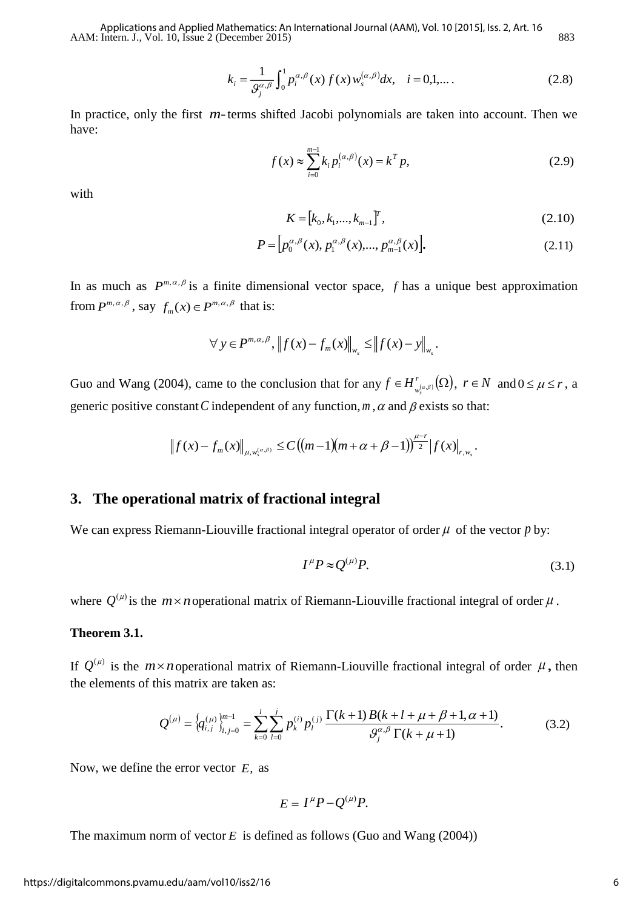$$k_i = \frac{1}{\vartheta_j^{\alpha,\beta}} \int_0^1 p_i^{\alpha,\beta}(x)\, f(x)\, w_s^{(\alpha,\beta)} dx, \quad i = 0,1,\dots . \tag{2.8}$$

In practice, only the first $m$-terms shifted Jacobi polynomials are taken into account. Then we have:

$$f(x) \approx \sum_{i=0}^{m-1} k_i\, p_i^{(\alpha,\beta)}(x) = k^T p, \tag{2.9}$$

with

$$K = [k_0, k_1, \dots, k_{m-1}]^T, \tag{2.10}$$

$$P = \left[p_0^{\alpha,\beta}(x), p_1^{\alpha,\beta}(x), \dots, p_{m-1}^{\alpha,\beta}(x)\right]. \tag{2.11}$$

In as much as $P^{m,\alpha,\beta}$ is a finite dimensional vector space, $f$ has a unique best approximation from $P^{m,\alpha,\beta}$, say $f_m(x) \in P^{m,\alpha,\beta}$ that is:

$$\forall\, y \in P^{m,\alpha,\beta},\ \left\| f(x) - f_m(x) \right\|_{w_s} \le \left\| f(x) - y \right\|_{w_s}.$$

Guo and Wang (2004), came to the conclusion that for any $f \in H^r_{w_s^{(\alpha,\beta)}}(\Omega)$, $r \in N$ and $0 \le \mu \le r$, a generic positive constant $C$ independent of any function, $m$, $\alpha$ and $\beta$ exists so that:

$$\left\| f(x) - f_m(x) \right\|_{\mu, w_s^{(\alpha,\beta)}} \le C\big((m-1)(m+\alpha+\beta-1)\big)^{\frac{\mu-r}{2}} \left| f(x) \right|_{r, w_s}.$$

## 3. The operational matrix of fractional integral

We can express Riemann-Liouville fractional integral operator of order $\mu$ of the vector $p$ by:

$$I^{\mu} P \approx Q^{(\mu)} P. \tag{3.1}$$

where $Q^{(\mu)}$ is the $m \times n$ operational matrix of Riemann-Liouville fractional integral of order $\mu$.

**Theorem 3.1.**

If $Q^{(\mu)}$ is the $m \times n$ operational matrix of Riemann-Liouville fractional integral of order $\mu$, then the elements of this matrix are taken as:

$$Q^{(\mu)} = \left\{ q_{i,j}^{(\mu)} \right\}_{i,j=0}^{m-1} = \sum_{k=0}^{i} \sum_{l=0}^{j} p_k^{(i)} p_l^{(j)} \frac{\Gamma(k+1)\, B(k+l+\mu+\beta+1, \alpha+1)}{\vartheta_j^{\alpha,\beta}\, \Gamma(k+\mu+1)}. \tag{3.2}$$

Now, we define the error vector $E$, as

$$E = I^{\mu} P - Q^{(\mu)} P.$$

The maximum norm of vector $E$ is defined as follows (Guo and Wang (2004))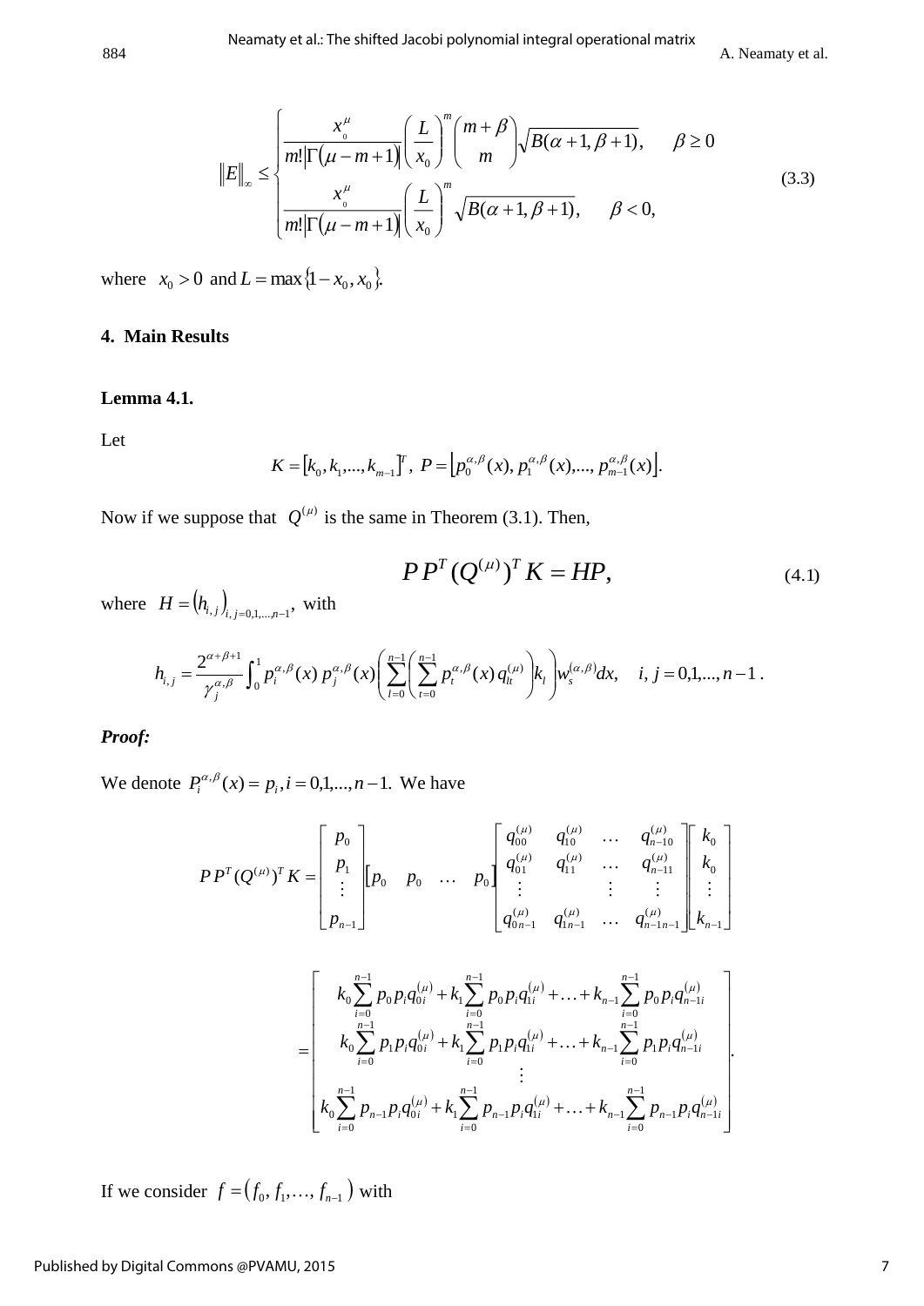$$
\|E\|_{\infty} \leq \begin{cases} \dfrac{x_{0}^{\mu}}{m!\left|\Gamma(\mu-m+1)\right|}\left(\dfrac{L}{x_0}\right)^{m}\dbinom{m+\beta}{m}\sqrt{B(\alpha+1,\beta+1)}, & \beta \geq 0 \\ \dfrac{x_{0}^{\mu}}{m!\left|\Gamma(\mu-m+1)\right|}\left(\dfrac{L}{x_0}\right)^{m}\sqrt{B(\alpha+1,\beta+1)}, & \beta < 0, \end{cases} \tag{3.3}
$$

where $x_0 > 0$ and $L = \max\{1-x_0, x_0\}$.

## 4. Main Results

**Lemma 4.1.**

Let

$$
K = [k_0, k_1, ..., k_{m-1}]^T,\ P = \left[p_0^{\alpha,\beta}(x), p_1^{\alpha,\beta}(x), ..., p_{m-1}^{\alpha,\beta}(x)\right].
$$

Now if we suppose that $Q^{(\mu)}$ is the same in Theorem (3.1). Then,

$$
P\,P^T (Q^{(\mu)})^T K = HP, \tag{4.1}
$$

where $H = \left(h_{i,j}\right)_{i,j=0,1,\ldots,n-1}$, with

$$
h_{i,j} = \frac{2^{\alpha+\beta+1}}{\gamma_j^{\alpha,\beta}} \int_0^1 p_i^{\alpha,\beta}(x)\, p_j^{\alpha,\beta}(x) \left( \sum_{l=0}^{n-1} \left( \sum_{t=0}^{n-1} p_t^{\alpha,\beta}(x)\, q_{lt}^{(\mu)} \right) k_l \right) w_s^{(\alpha,\beta)} dx, \quad i, j = 0,1,...,n-1\,.
$$

***Proof:***

We denote $P_i^{\alpha,\beta}(x) = p_i, i = 0,1,...,n-1.$ We have

$$
P\,P^T (Q^{(\mu)})^T K = \begin{bmatrix} p_0 \\ p_1 \\ \vdots \\ p_{n-1} \end{bmatrix} \begin{bmatrix} p_0 & p_0 & \cdots & p_0 \end{bmatrix} \begin{bmatrix} q_{00}^{(\mu)} & q_{10}^{(\mu)} & \cdots & q_{n-10}^{(\mu)} \\ q_{01}^{(\mu)} & q_{11}^{(\mu)} & \cdots & q_{n-11}^{(\mu)} \\ \vdots & & \vdots & \vdots \\ q_{0n-1}^{(\mu)} & q_{1n-1}^{(\mu)} & \cdots & q_{n-1n-1}^{(\mu)} \end{bmatrix} \begin{bmatrix} k_0 \\ k_0 \\ \vdots \\ k_{n-1} \end{bmatrix}
$$

$$
= \begin{bmatrix} k_0 \sum_{i=0}^{n-1} p_0 p_i q_{0i}^{(\mu)} + k_1 \sum_{i=0}^{n-1} p_0 p_i q_{1i}^{(\mu)} + \ldots + k_{n-1} \sum_{i=0}^{n-1} p_0 p_i q_{n-1i}^{(\mu)} \\ k_0 \sum_{i=0}^{n-1} p_1 p_i q_{0i}^{(\mu)} + k_1 \sum_{i=0}^{n-1} p_1 p_i q_{1i}^{(\mu)} + \ldots + k_{n-1} \sum_{i=0}^{n-1} p_1 p_i q_{n-1i}^{(\mu)} \\ \vdots \\ k_0 \sum_{i=0}^{n-1} p_{n-1} p_i q_{0i}^{(\mu)} + k_1 \sum_{i=0}^{n-1} p_{n-1} p_i q_{1i}^{(\mu)} + \ldots + k_{n-1} \sum_{i=0}^{n-1} p_{n-1} p_i q_{n-1i}^{(\mu)} \end{bmatrix}.
$$

If we consider $f = \left(f_0, f_1, \ldots, f_{n-1}\right)$ with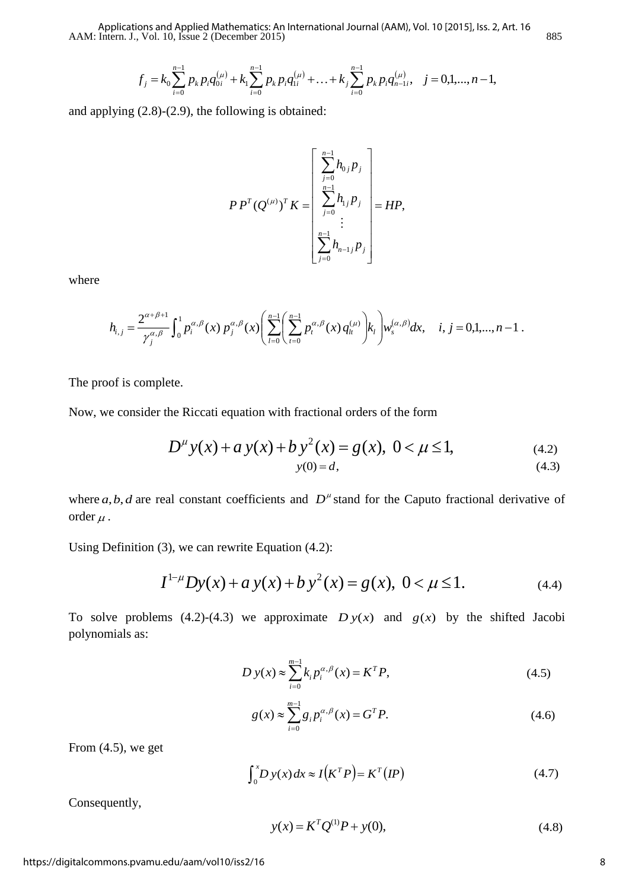$$f_j = k_0 \sum_{i=0}^{n-1} p_k p_i q_{0i}^{(\mu)} + k_1 \sum_{i=0}^{n-1} p_k p_i q_{1i}^{(\mu)} + \ldots + k_j \sum_{i=0}^{n-1} p_k p_i q_{n-1i}^{(\mu)}, \quad j = 0,1,\ldots,n-1,$$

and applying (2.8)-(2.9), the following is obtained:

$$P\,P^T (Q^{(\mu)})^T K = \begin{bmatrix} \sum_{j=0}^{n-1} h_{0j} p_j \\ \sum_{j=0}^{n-1} h_{1j} p_j \\ \vdots \\ \sum_{j=0}^{n-1} h_{n-1j} p_j \end{bmatrix} = HP,$$

where

$$h_{i,j} = \frac{2^{\alpha+\beta+1}}{\gamma_j^{\alpha,\beta}} \int_0^1 p_i^{\alpha,\beta}(x)\, p_j^{\alpha,\beta}(x) \left( \sum_{l=0}^{n-1} \left( \sum_{t=0}^{n-1} p_t^{\alpha,\beta}(x)\, q_{lt}^{(\mu)} \right) k_l \right) w_s^{(\alpha,\beta)} dx, \quad i, j = 0,1,\ldots,n-1\,.$$

The proof is complete.

Now, we consider the Riccati equation with fractional orders of the form

$$D^{\mu} y(x) + a\,y(x) + b\,y^2(x) = g(x), \;\; 0 < \mu \le 1, \tag{4.2}$$

$$y(0) = d, \tag{4.3}$$

where $a, b, d$ are real constant coefficients and $D^{\mu}$ stand for the Caputo fractional derivative of order $\mu$.

Using Definition (3), we can rewrite Equation (4.2):

$$I^{1-\mu} Dy(x) + a\,y(x) + b\,y^2(x) = g(x), \;\; 0 < \mu \le 1. \tag{4.4}$$

To solve problems (4.2)-(4.3) we approximate $D\,y(x)$ and $g(x)$ by the shifted Jacobi polynomials as:

$$D\,y(x) \approx \sum_{i=0}^{m-1} k_i p_i^{\alpha,\beta}(x) = K^T P, \tag{4.5}$$

$$g(x) \approx \sum_{i=0}^{m-1} g_i p_i^{\alpha,\beta}(x) = G^T P. \tag{4.6}$$

From (4.5), we get

$$\int_0^x D\,y(x)\,dx \approx I\left(K^T P\right) = K^T \left(IP\right) \tag{4.7}$$

Consequently,

$$y(x) = K^T Q^{(1)} P + y(0), \tag{4.8}$$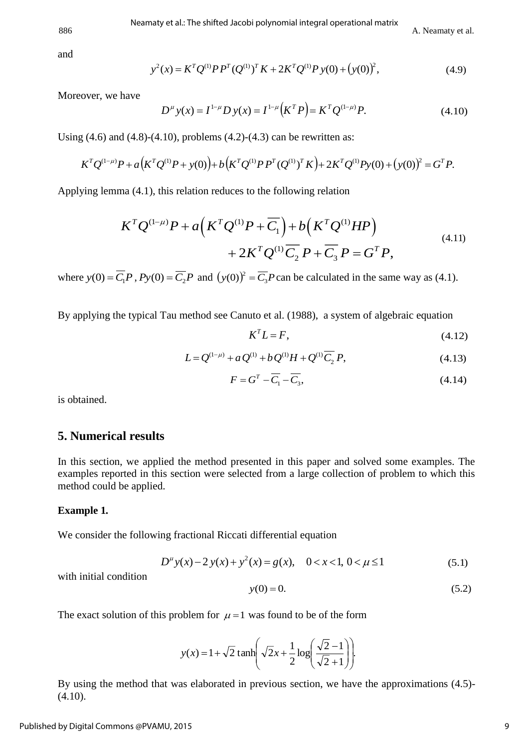and

$$y^2(x) = K^T Q^{(1)} P\, P^T (Q^{(1)})^T K + 2K^T Q^{(1)} P\, y(0) + \left(y(0)\right)^2, \tag{4.9}$$

Moreover, we have

$$D^{\mu} y(x) = I^{1-\mu} D\, y(x) = I^{1-\mu}\left(K^T P\right) = K^T Q^{(1-\mu)} P. \tag{4.10}$$

Using (4.6) and (4.8)-(4.10), problems (4.2)-(4.3) can be rewritten as:

$$K^T Q^{(1-\mu)} P + a\left(K^T Q^{(1)} P + y(0)\right) + b\left(K^T Q^{(1)} P\, P^T (Q^{(1)})^T K\right) + 2K^T Q^{(1)} P y(0) + \left(y(0)\right)^2 = G^T P.$$

Applying lemma (4.1), this relation reduces to the following relation

$$\begin{aligned} K^T Q^{(1-\mu)} P + a\left(K^T Q^{(1)} P + \overline{C_1}\right) + b\left(K^T Q^{(1)} H P\right) \\ + 2K^T Q^{(1)} \overline{C_2}\, P + \overline{C_3}\, P = G^T P, \end{aligned} \tag{4.11}$$

where $y(0) = \overline{C_1} P$, $Py(0) = \overline{C_2} P$ and $\left(y(0)\right)^2 = \overline{C_3} P$ can be calculated in the same way as (4.1).

By applying the typical Tau method see Canuto et al. (1988), a system of algebraic equation

$$K^T L = F, \tag{4.12}$$

$$L = Q^{(1-\mu)} + a\, Q^{(1)} + b\, Q^{(1)} H + Q^{(1)} \overline{C_2}\, P, \tag{4.13}$$

$$F = G^T - \overline{C_1} - \overline{C_3}, \tag{4.14}$$

is obtained.

## 5. Numerical results

In this section, we applied the method presented in this paper and solved some examples. The examples reported in this section were selected from a large collection of problem to which this method could be applied.

**Example 1.**

We consider the following fractional Riccati differential equation

$$D^{\mu} y(x) - 2\, y(x) + y^2(x) = g(x), \quad 0 < x < 1,\ 0 < \mu \le 1 \tag{5.1}$$

with initial condition

$$y(0) = 0. \tag{5.2}$$

The exact solution of this problem for $\mu = 1$ was found to be of the form

$$y(x) = 1 + \sqrt{2}\tanh\left(\sqrt{2}x + \frac{1}{2}\log\left(\frac{\sqrt{2}-1}{\sqrt{2}+1}\right)\right).$$

By using the method that was elaborated in previous section, we have the approximations (4.5)-(4.10).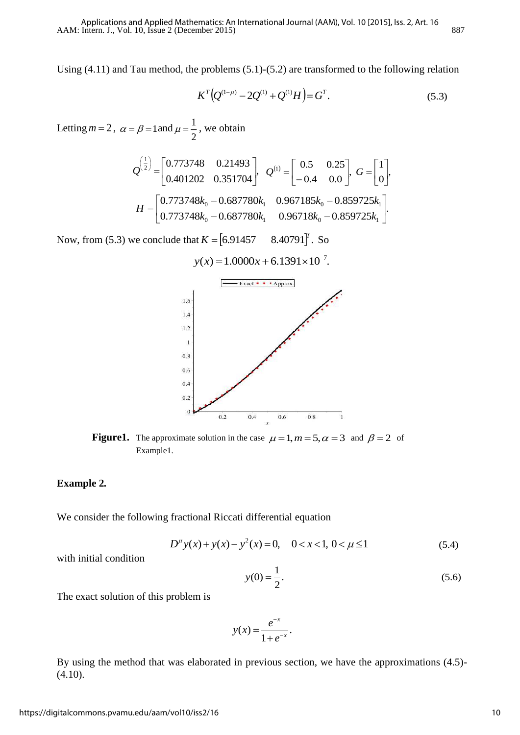Using (4.11) and Tau method, the problems (5.1)-(5.2) are transformed to the following relation

$$K^T\left(Q^{(1-\mu)} - 2Q^{(1)} + Q^{(1)}H\right) = G^T. \tag{5.3}$$

Letting $m = 2$, $\alpha = \beta = 1$and $\mu = \frac{1}{2}$, we obtain

$$Q^{\left(\frac{1}{2}\right)} = \begin{bmatrix} 0.773748 & 0.21493 \\ 0.401202 & 0.351704 \end{bmatrix}, \quad Q^{(1)} = \begin{bmatrix} 0.5 & 0.25 \\ -0.4 & 0.0 \end{bmatrix}, \quad G = \begin{bmatrix} 1 \\ 0 \end{bmatrix},$$

$$H = \begin{bmatrix} 0.773748k_0 - 0.687780k_1 & 0.967185k_0 - 0.859725k_1 \\ 0.773748k_0 - 0.687780k_1 & 0.96718k_0 - 0.859725k_1 \end{bmatrix}.$$

Now, from (5.3) we conclude that $K = [6.91457 \quad 8.40791]^T$. So

$$y(x) = 1.0000x + 6.1391 \times 10^{-7}.$$

**Figure1.** The approximate solution in the case $\mu = 1, m = 5, \alpha = 3$ and $\beta = 2$ of Example1.

**Example 2.**

We consider the following fractional Riccati differential equation

$$D^{\mu}y(x) + y(x) - y^2(x) = 0, \quad 0 < x < 1, \; 0 < \mu \leq 1 \tag{5.4}$$

with initial condition

$$y(0) = \frac{1}{2}. \tag{5.6}$$

The exact solution of this problem is

$$y(x) = \frac{e^{-x}}{1 + e^{-x}}.$$

By using the method that was elaborated in previous section, we have the approximations (4.5)-(4.10).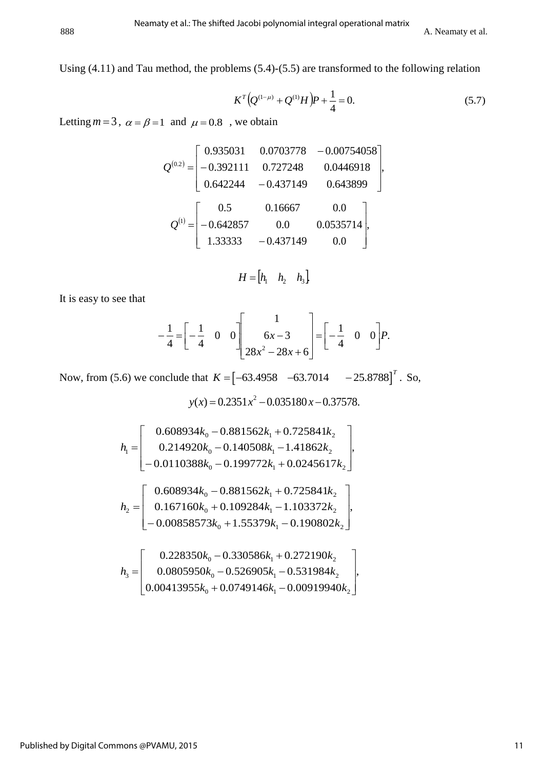Using (4.11) and Tau method, the problems (5.4)-(5.5) are transformed to the following relation

$$K^T\left(Q^{(1-\mu)}+Q^{(1)}H\right)P+\frac{1}{4}=0. \tag{5.7}$$

Letting $m=3$, $\alpha=\beta=1$ and $\mu=0.8$, we obtain

$$Q^{(0.2)}=\begin{bmatrix} 0.935031 & 0.0703778 & -0.00754058 \\ -0.392111 & 0.727248 & 0.0446918 \\ 0.642244 & -0.437149 & 0.643899 \end{bmatrix},$$

$$Q^{(1)}=\begin{bmatrix} 0.5 & 0.16667 & 0.0 \\ -0.642857 & 0.0 & 0.0535714 \\ 1.33333 & -0.437149 & 0.0 \end{bmatrix},$$

$$H=\begin{bmatrix} h_1 & h_2 & h_3 \end{bmatrix}.$$

It is easy to see that

$$-\frac{1}{4}=\begin{bmatrix} -\frac{1}{4} & 0 & 0 \end{bmatrix}\begin{bmatrix} 1 \\ 6x-3 \\ 28x^2-28x+6 \end{bmatrix}=\begin{bmatrix} -\frac{1}{4} & 0 & 0 \end{bmatrix}P.$$

Now, from (5.6) we conclude that $K=\begin{bmatrix} -63.4958 & -63.7014 & -25.8788 \end{bmatrix}^T$. So,

$$y(x)=0.2351x^2-0.035180x-0.37578.$$

$$h_1=\begin{bmatrix} 0.608934k_0-0.881562k_1+0.725841k_2 \\ 0.214920k_0-0.140508k_1-1.41862k_2 \\ -0.0110388k_0-0.199772k_1+0.0245617k_2 \end{bmatrix},$$

$$h_2=\begin{bmatrix} 0.608934k_0-0.881562k_1+0.725841k_2 \\ 0.167160k_0+0.109284k_1-1.103372k_2 \\ -0.00858573k_0+1.55379k_1-0.190802k_2 \end{bmatrix},$$

$$h_3=\begin{bmatrix} 0.228350k_0-0.330586k_1+0.272190k_2 \\ 0.0805950k_0-0.526905k_1-0.531984k_2 \\ 0.00413955k_0+0.0749146k_1-0.00919940k_2 \end{bmatrix},$$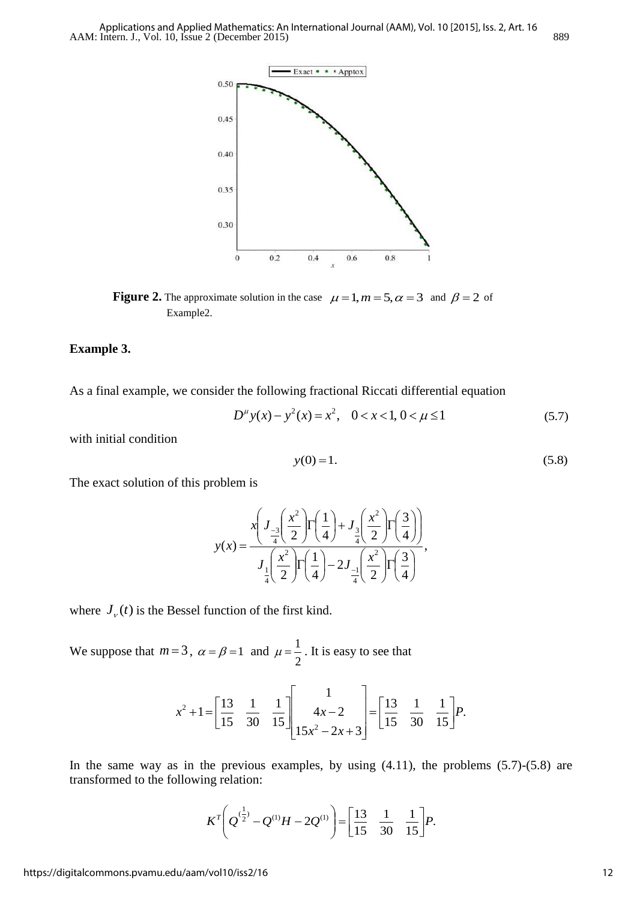**Figure 2.** The approximate solution in the case $\mu = 1, m = 5, \alpha = 3$ and $\beta = 2$ of Example2.

**Example 3.**

As a final example, we consider the following fractional Riccati differential equation

$$D^{\mu} y(x) - y^2(x) = x^2, \quad 0 < x < 1, 0 < \mu \leq 1 \tag{5.7}$$

with initial condition

$$y(0) = 1. \tag{5.8}$$

The exact solution of this problem is

$$y(x) = \frac{x\left(J_{\frac{-3}{4}}\left(\frac{x^2}{2}\right)\Gamma\left(\frac{1}{4}\right) + J_{\frac{3}{4}}\left(\frac{x^2}{2}\right)\Gamma\left(\frac{3}{4}\right)\right)}{J_{\frac{1}{4}}\left(\frac{x^2}{2}\right)\Gamma\left(\frac{1}{4}\right) - 2J_{\frac{-1}{4}}\left(\frac{x^2}{2}\right)\Gamma\left(\frac{3}{4}\right)},$$

where $J_{\nu}(t)$ is the Bessel function of the first kind.

We suppose that $m = 3$, $\alpha = \beta = 1$ and $\mu = \frac{1}{2}$. It is easy to see that

$$x^2 + 1 = \begin{bmatrix} \frac{13}{15} & \frac{1}{30} & \frac{1}{15} \end{bmatrix} \begin{bmatrix} 1 \\ 4x - 2 \\ 15x^2 - 2x + 3 \end{bmatrix} = \begin{bmatrix} \frac{13}{15} & \frac{1}{30} & \frac{1}{15} \end{bmatrix} P.$$

In the same way as in the previous examples, by using (4.11), the problems (5.7)-(5.8) are transformed to the following relation:

$$K^T\left(Q^{(\frac{1}{2})} - Q^{(1)}H - 2Q^{(1)}\right) = \begin{bmatrix} \frac{13}{15} & \frac{1}{30} & \frac{1}{15} \end{bmatrix} P.$$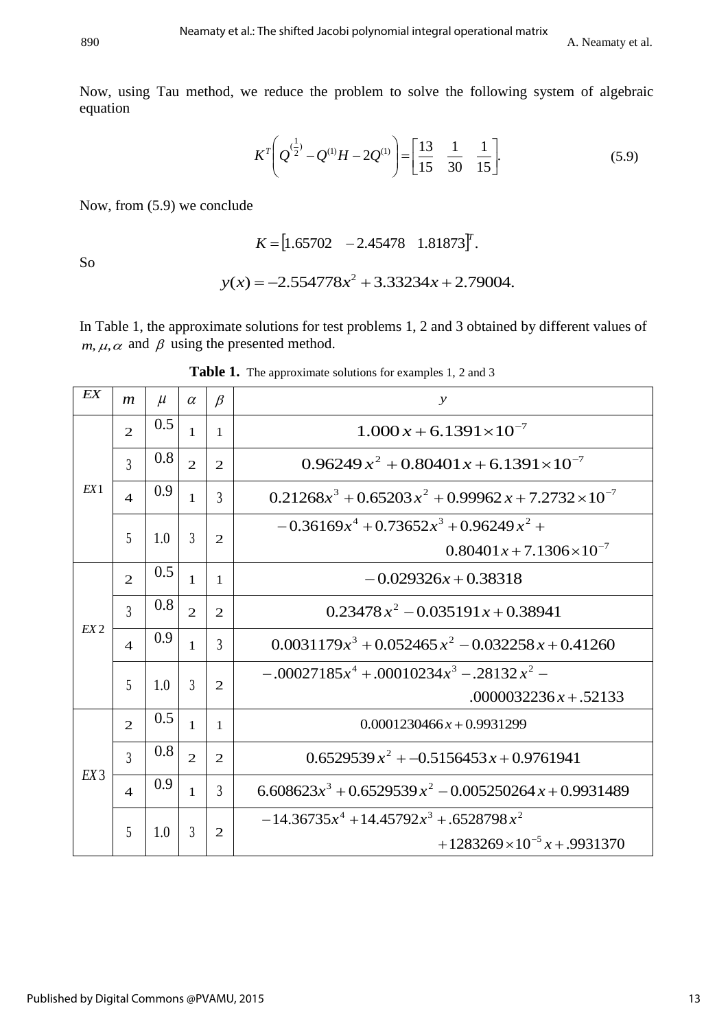Now, using Tau method, we reduce the problem to solve the following system of algebraic equation

$$K^T\left(Q^{(\frac{1}{2})} - Q^{(1)}H - 2Q^{(1)}\right) = \begin{bmatrix} \frac{13}{15} & \frac{1}{30} & \frac{1}{15} \end{bmatrix}. \tag{5.9}$$

Now, from (5.9) we conclude

$$K = \begin{bmatrix} 1.65702 & -2.45478 & 1.81873 \end{bmatrix}^T.$$

So

$$y(x) = -2.554778x^2 + 3.33234x + 2.79004.$$

In Table 1, the approximate solutions for test problems 1, 2 and 3 obtained by different values of $m, \mu, \alpha$ and $\beta$ using the presented method.

**Table 1.** The approximate solutions for examples 1, 2 and 3

| $EX$ | $m$ | $\mu$ | $\alpha$ | $\beta$ | $y$ |
|---|---|---|---|---|---|
| $EX1$ | 2 | 0.5 | 1 | 1 | $1.000\,x + 6.1391\times10^{-7}$ |
| | 3 | 0.8 | 2 | 2 | $0.96249\,x^2 + 0.80401x + 6.1391\times10^{-7}$ |
| | 4 | 0.9 | 1 | 3 | $0.21268x^3 + 0.65203\,x^2 + 0.99962\,x + 7.2732\times10^{-7}$ |
| | 5 | 1.0 | 3 | 2 | $-0.36169x^4 + 0.73652x^3 + 0.96249\,x^2 + 0.80401x + 7.1306\times10^{-7}$ |
| $EX2$ | 2 | 0.5 | 1 | 1 | $-0.029326x + 0.38318$ |
| | 3 | 0.8 | 2 | 2 | $0.23478\,x^2 - 0.035191\,x + 0.38941$ |
| | 4 | 0.9 | 1 | 3 | $0.0031179x^3 + 0.052465\,x^2 - 0.032258\,x + 0.41260$ |
| | 5 | 1.0 | 3 | 2 | $-.00027185x^4 + .00010234x^3 - .28132\,x^2 - .0000032236\,x + .52133$ |
| $EX3$ | 2 | 0.5 | 1 | 1 | $0.0001230466\,x + 0.9931299$ |
| | 3 | 0.8 | 2 | 2 | $0.6529539\,x^2 + -0.5156453\,x + 0.9761941$ |
| | 4 | 0.9 | 1 | 3 | $6.608623x^3 + 0.6529539\,x^2 - 0.005250264\,x + 0.9931489$ |
| | 5 | 1.0 | 3 | 2 | $-14.36735x^4 + 14.45792x^3 + .6528798\,x^2 + 1283269\times10^{-5}\,x + .9931370$ |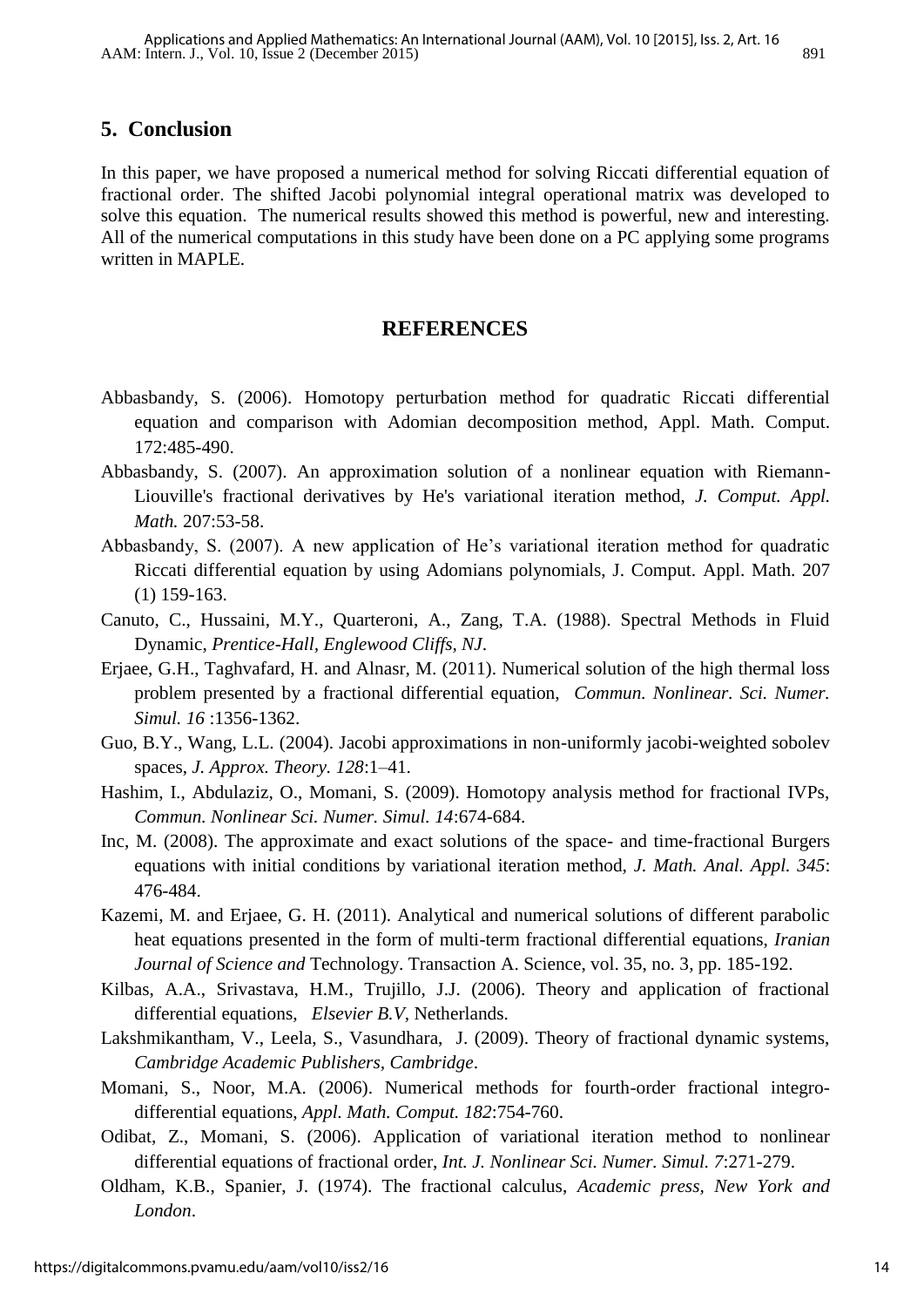## 5. Conclusion

In this paper, we have proposed a numerical method for solving Riccati differential equation of fractional order. The shifted Jacobi polynomial integral operational matrix was developed to solve this equation. The numerical results showed this method is powerful, new and interesting. All of the numerical computations in this study have been done on a PC applying some programs written in MAPLE.

## REFERENCES

Abbasbandy, S. (2006). Homotopy perturbation method for quadratic Riccati differential equation and comparison with Adomian decomposition method, Appl. Math. Comput. 172:485-490.

Abbasbandy, S. (2007). An approximation solution of a nonlinear equation with Riemann-Liouville's fractional derivatives by He's variational iteration method, *J. Comput. Appl. Math.* 207:53-58.

Abbasbandy, S. (2007). A new application of He's variational iteration method for quadratic Riccati differential equation by using Adomians polynomials, J. Comput. Appl. Math. 207 (1) 159-163.

Canuto, C., Hussaini, M.Y., Quarteroni, A., Zang, T.A. (1988). Spectral Methods in Fluid Dynamic, *Prentice-Hall, Englewood Cliffs, NJ*.

Erjaee, G.H., Taghvafard, H. and Alnasr, M. (2011). Numerical solution of the high thermal loss problem presented by a fractional differential equation, *Commun. Nonlinear. Sci. Numer. Simul. 16* :1356-1362.

Guo, B.Y., Wang, L.L. (2004). Jacobi approximations in non-uniformly jacobi-weighted sobolev spaces, *J. Approx. Theory. 128*:1–41.

Hashim, I., Abdulaziz, O., Momani, S. (2009). Homotopy analysis method for fractional IVPs, *Commun. Nonlinear Sci. Numer. Simul. 14*:674-684.

Inc, M. (2008). The approximate and exact solutions of the space- and time-fractional Burgers equations with initial conditions by variational iteration method, *J. Math. Anal. Appl. 345*: 476-484.

Kazemi, M. and Erjaee, G. H. (2011). Analytical and numerical solutions of different parabolic heat equations presented in the form of multi-term fractional differential equations, *Iranian Journal of Science and* Technology. Transaction A. Science, vol. 35, no. 3, pp. 185-192.

Kilbas, A.A., Srivastava, H.M., Trujillo, J.J. (2006). Theory and application of fractional differential equations, *Elsevier B.V*, Netherlands.

Lakshmikantham, V., Leela, S., Vasundhara, J. (2009). Theory of fractional dynamic systems, *Cambridge Academic Publishers, Cambridge*.

Momani, S., Noor, M.A. (2006). Numerical methods for fourth-order fractional integro-differential equations, *Appl. Math. Comput. 182*:754-760.

Odibat, Z., Momani, S. (2006). Application of variational iteration method to nonlinear differential equations of fractional order, *Int. J. Nonlinear Sci. Numer. Simul. 7*:271-279.

Oldham, K.B., Spanier, J. (1974). The fractional calculus, *Academic press, New York and London*.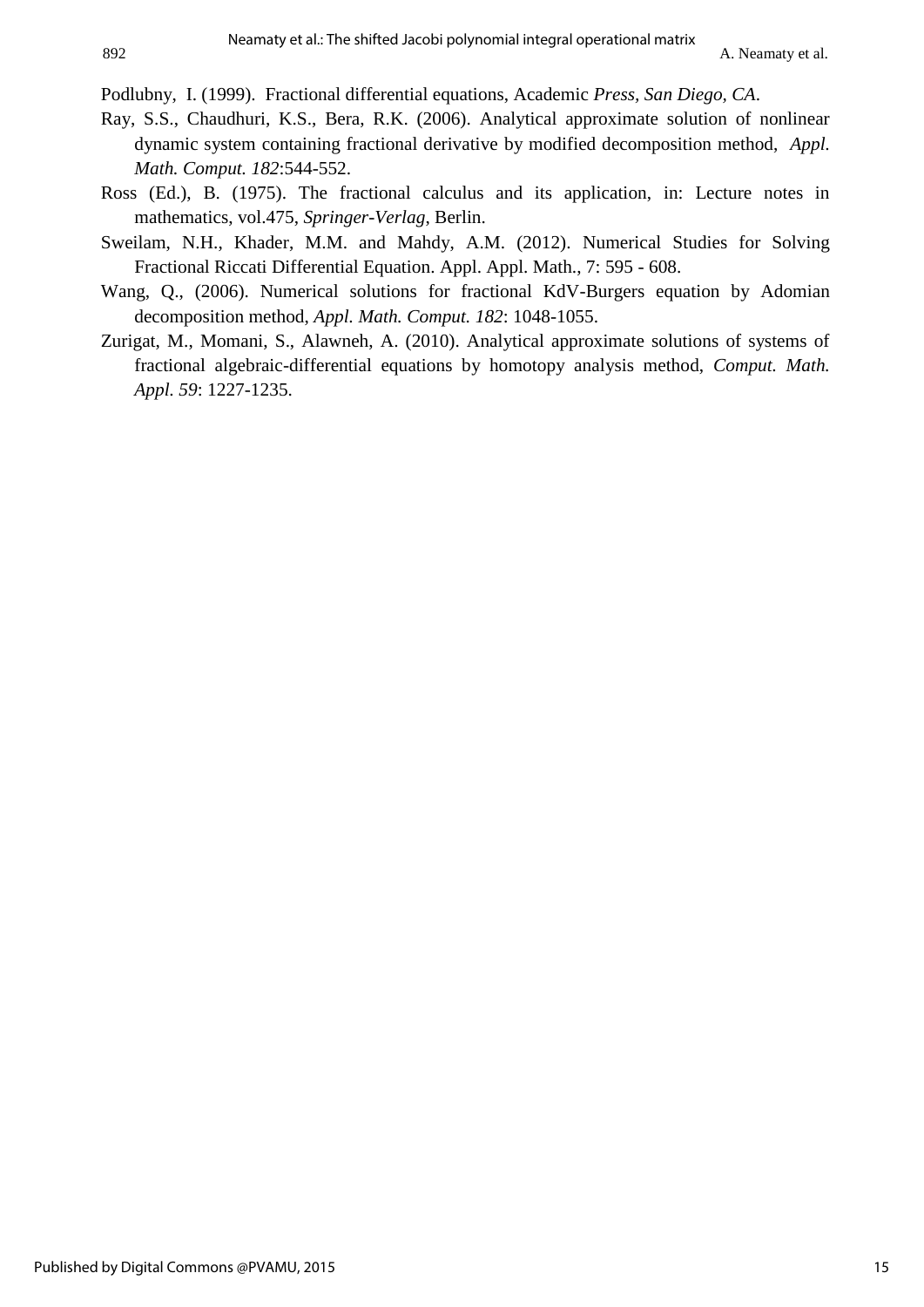Podlubny, I. (1999). Fractional differential equations, Academic *Press, San Diego, CA*.

Ray, S.S., Chaudhuri, K.S., Bera, R.K. (2006). Analytical approximate solution of nonlinear dynamic system containing fractional derivative by modified decomposition method, *Appl. Math. Comput. 182*:544-552.

Ross (Ed.), B. (1975). The fractional calculus and its application, in: Lecture notes in mathematics, vol.475, *Springer-Verlag*, Berlin.

Sweilam, N.H., Khader, M.M. and Mahdy, A.M. (2012). Numerical Studies for Solving Fractional Riccati Differential Equation. Appl. Appl. Math., 7: 595 - 608.

Wang, Q., (2006). Numerical solutions for fractional KdV-Burgers equation by Adomian decomposition method, *Appl. Math. Comput. 182*: 1048-1055.

Zurigat, M., Momani, S., Alawneh, A. (2010). Analytical approximate solutions of systems of fractional algebraic-differential equations by homotopy analysis method, *Comput. Math. Appl. 59*: 1227-1235.